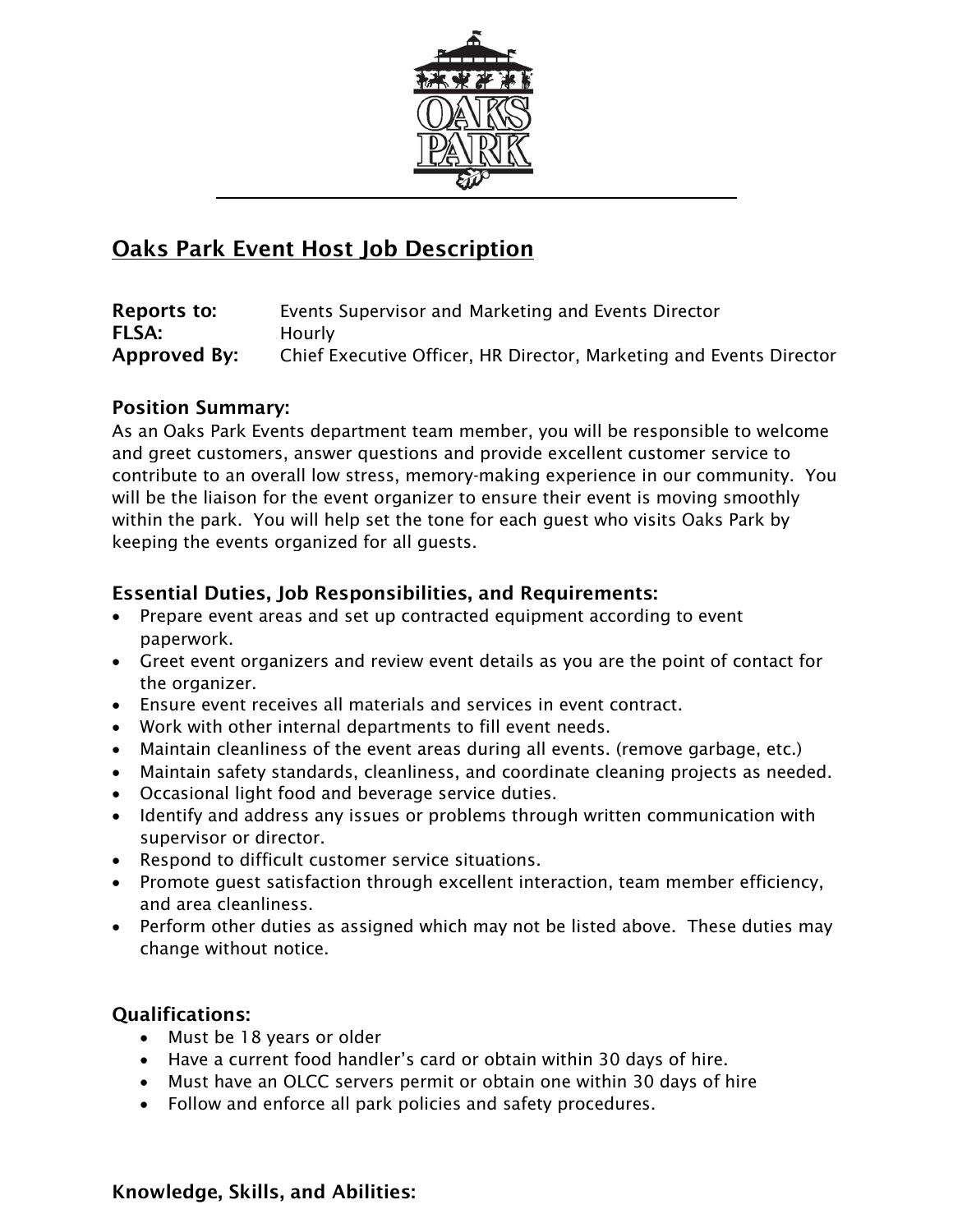# Oaks Park Event Host Job Description

**Reports to:** Events Supervisor and Marketing and Events Director
**FLSA:** Hourly
**Approved By:** Chief Executive Officer, HR Director, Marketing and Events Director

## Position Summary:

As an Oaks Park Events department team member, you will be responsible to welcome and greet customers, answer questions and provide excellent customer service to contribute to an overall low stress, memory-making experience in our community. You will be the liaison for the event organizer to ensure their event is moving smoothly within the park. You will help set the tone for each guest who visits Oaks Park by keeping the events organized for all guests.

## Essential Duties, Job Responsibilities, and Requirements:

- Prepare event areas and set up contracted equipment according to event paperwork.
- Greet event organizers and review event details as you are the point of contact for the organizer.
- Ensure event receives all materials and services in event contract.
- Work with other internal departments to fill event needs.
- Maintain cleanliness of the event areas during all events. (remove garbage, etc.)
- Maintain safety standards, cleanliness, and coordinate cleaning projects as needed.
- Occasional light food and beverage service duties.
- Identify and address any issues or problems through written communication with supervisor or director.
- Respond to difficult customer service situations.
- Promote guest satisfaction through excellent interaction, team member efficiency, and area cleanliness.
- Perform other duties as assigned which may not be listed above. These duties may change without notice.

## Qualifications:

- Must be 18 years or older
- Have a current food handler's card or obtain within 30 days of hire.
- Must have an OLCC servers permit or obtain one within 30 days of hire
- Follow and enforce all park policies and safety procedures.

## Knowledge, Skills, and Abilities: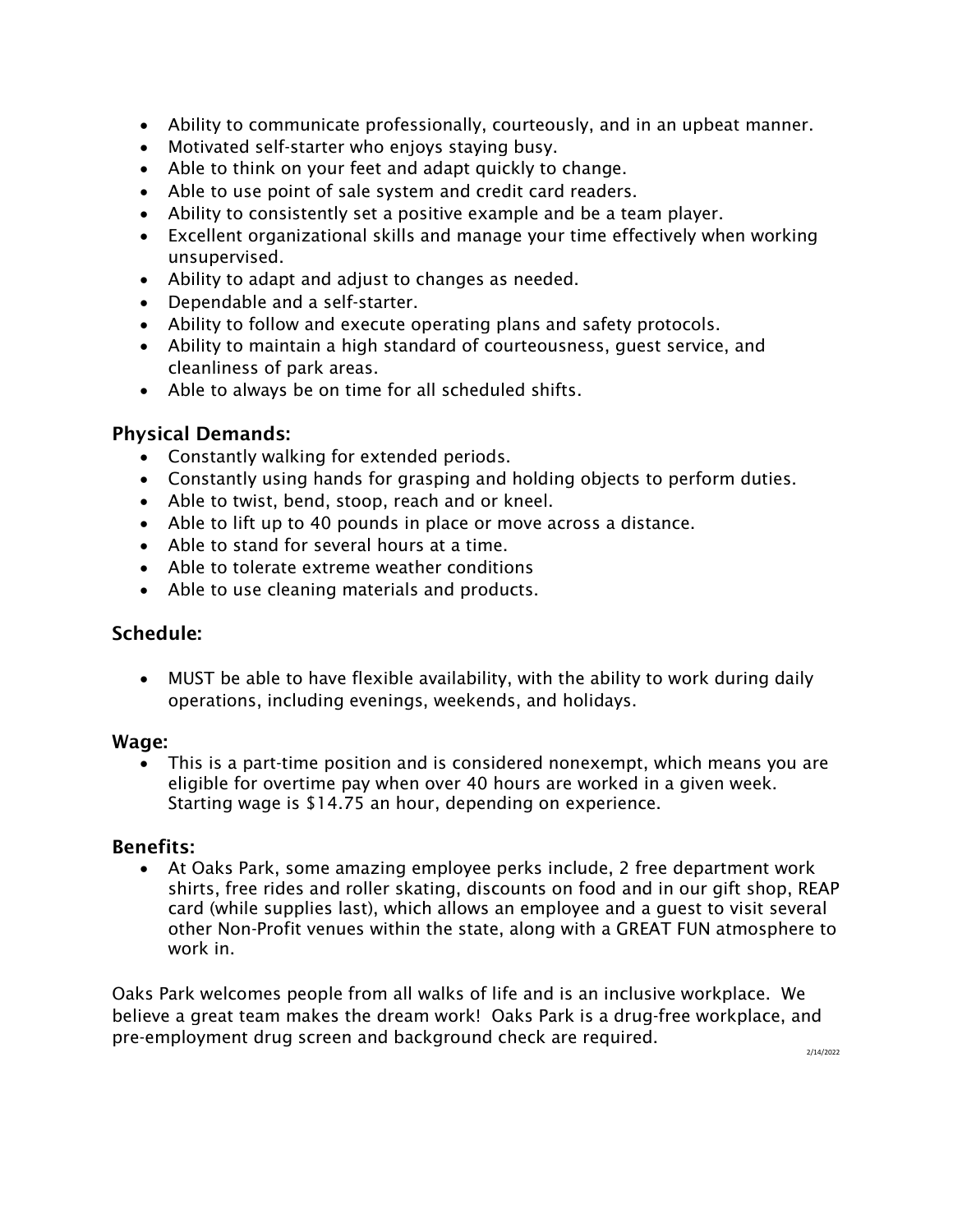- Ability to communicate professionally, courteously, and in an upbeat manner.
- Motivated self-starter who enjoys staying busy.
- Able to think on your feet and adapt quickly to change.
- Able to use point of sale system and credit card readers.
- Ability to consistently set a positive example and be a team player.
- Excellent organizational skills and manage your time effectively when working unsupervised.
- Ability to adapt and adjust to changes as needed.
- Dependable and a self-starter.
- Ability to follow and execute operating plans and safety protocols.
- Ability to maintain a high standard of courteousness, guest service, and cleanliness of park areas.
- Able to always be on time for all scheduled shifts.

## Physical Demands:

- Constantly walking for extended periods.
- Constantly using hands for grasping and holding objects to perform duties.
- Able to twist, bend, stoop, reach and or kneel.
- Able to lift up to 40 pounds in place or move across a distance.
- Able to stand for several hours at a time.
- Able to tolerate extreme weather conditions
- Able to use cleaning materials and products.

## Schedule:

- MUST be able to have flexible availability, with the ability to work during daily operations, including evenings, weekends, and holidays.

## Wage:

- This is a part-time position and is considered nonexempt, which means you are eligible for overtime pay when over 40 hours are worked in a given week. Starting wage is $14.75 an hour, depending on experience.

## Benefits:

- At Oaks Park, some amazing employee perks include, 2 free department work shirts, free rides and roller skating, discounts on food and in our gift shop, REAP card (while supplies last), which allows an employee and a guest to visit several other Non-Profit venues within the state, along with a GREAT FUN atmosphere to work in.

Oaks Park welcomes people from all walks of life and is an inclusive workplace. We believe a great team makes the dream work! Oaks Park is a drug-free workplace, and pre-employment drug screen and background check are required.

2/14/2022